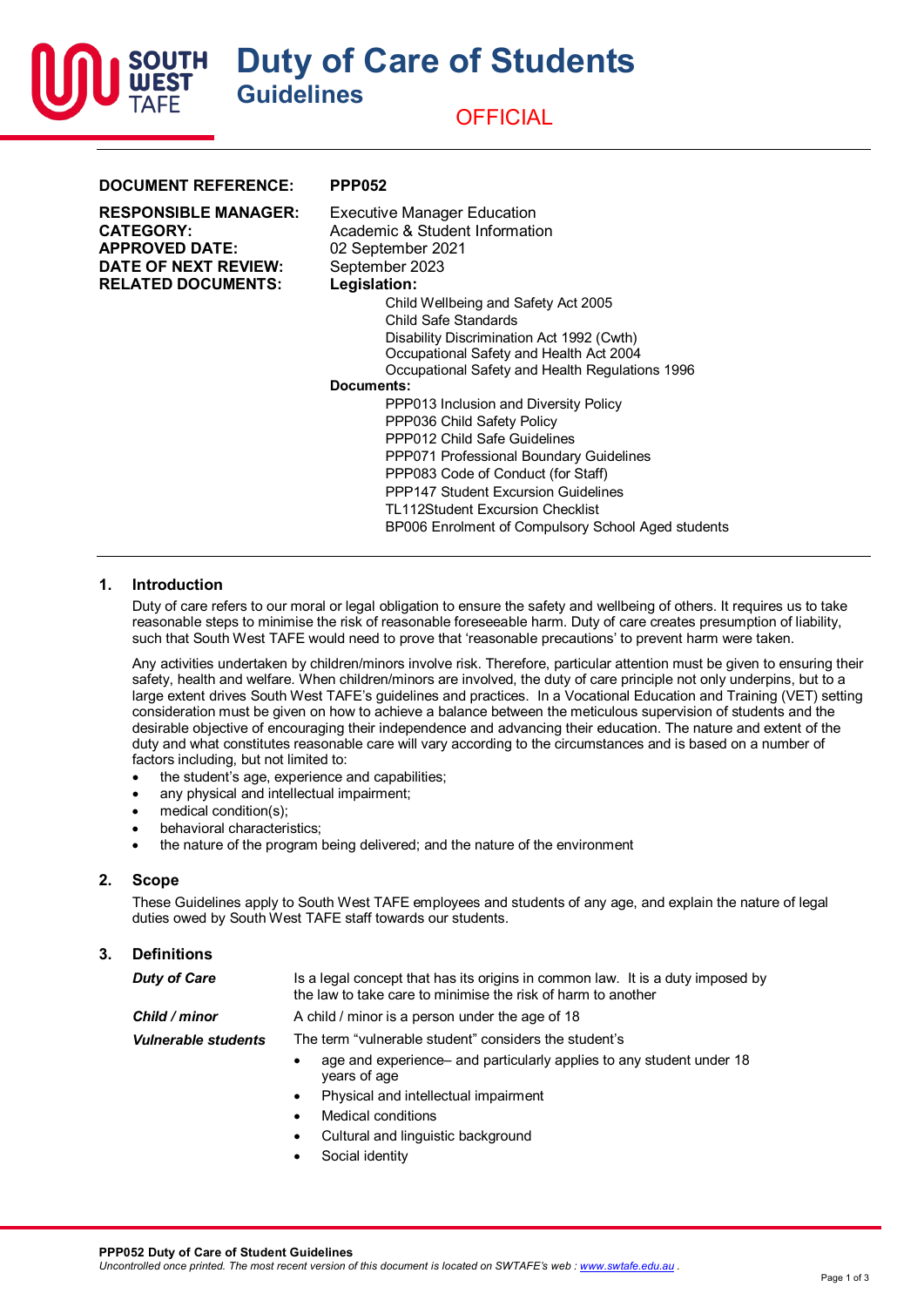# Duty of Care of Students

## Guidelines

OFFICIAL

| | |
|---|---|
| **DOCUMENT REFERENCE:** | **PPP052** |
| **RESPONSIBLE MANAGER:** | Executive Manager Education |
| **CATEGORY:** | Academic & Student Information |
| **APPROVED DATE:** | 02 September 2021 |
| **DATE OF NEXT REVIEW:** | September 2023 |
| **RELATED DOCUMENTS:** | **Legislation:** |

Child Wellbeing and Safety Act 2005
Child Safe Standards
Disability Discrimination Act 1992 (Cwth)
Occupational Safety and Health Act 2004
Occupational Safety and Health Regulations 1996

**Documents:**

PPP013 Inclusion and Diversity Policy
PPP036 Child Safety Policy
PPP012 Child Safe Guidelines
PPP071 Professional Boundary Guidelines
PPP083 Code of Conduct (for Staff)
PPP147 Student Excursion Guidelines
TL112Student Excursion Checklist
BP006 Enrolment of Compulsory School Aged students

## 1. Introduction

Duty of care refers to our moral or legal obligation to ensure the safety and wellbeing of others. It requires us to take reasonable steps to minimise the risk of reasonable foreseeable harm. Duty of care creates presumption of liability, such that South West TAFE would need to prove that 'reasonable precautions' to prevent harm were taken.

Any activities undertaken by children/minors involve risk. Therefore, particular attention must be given to ensuring their safety, health and welfare. When children/minors are involved, the duty of care principle not only underpins, but to a large extent drives South West TAFE's guidelines and practices. In a Vocational Education and Training (VET) setting consideration must be given on how to achieve a balance between the meticulous supervision of students and the desirable objective of encouraging their independence and advancing their education. The nature and extent of the duty and what constitutes reasonable care will vary according to the circumstances and is based on a number of factors including, but not limited to:

- the student's age, experience and capabilities;
- any physical and intellectual impairment;
- medical condition(s);
- behavioral characteristics;
- the nature of the program being delivered; and the nature of the environment

## 2. Scope

These Guidelines apply to South West TAFE employees and students of any age, and explain the nature of legal duties owed by South West TAFE staff towards our students.

## 3. Definitions

***Duty of Care*** – Is a legal concept that has its origins in common law. It is a duty imposed by the law to take care to minimise the risk of harm to another

***Child / minor*** – A child / minor is a person under the age of 18

***Vulnerable students*** – The term "vulnerable student" considers the student's

- age and experience– and particularly applies to any student under 18 years of age
- Physical and intellectual impairment
- Medical conditions
- Cultural and linguistic background
- Social identity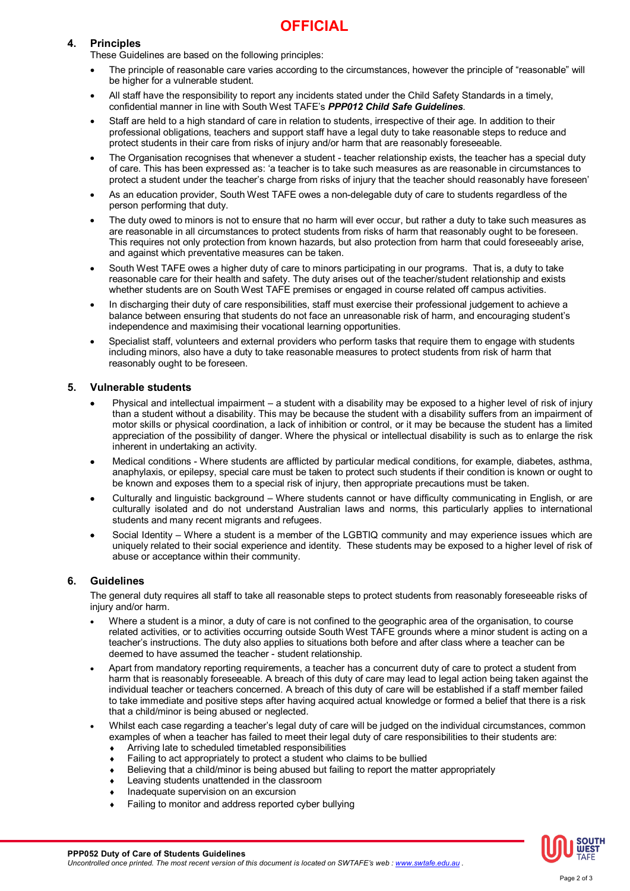## 4. Principles

These Guidelines are based on the following principles:

- The principle of reasonable care varies according to the circumstances, however the principle of "reasonable" will be higher for a vulnerable student.
- All staff have the responsibility to report any incidents stated under the Child Safety Standards in a timely, confidential manner in line with South West TAFE's ***PPP012 Child Safe Guidelines***.
- Staff are held to a high standard of care in relation to students, irrespective of their age. In addition to their professional obligations, teachers and support staff have a legal duty to take reasonable steps to reduce and protect students in their care from risks of injury and/or harm that are reasonably foreseeable.
- The Organisation recognises that whenever a student - teacher relationship exists, the teacher has a special duty of care. This has been expressed as: 'a teacher is to take such measures as are reasonable in circumstances to protect a student under the teacher's charge from risks of injury that the teacher should reasonably have foreseen'
- As an education provider, South West TAFE owes a non-delegable duty of care to students regardless of the person performing that duty.
- The duty owed to minors is not to ensure that no harm will ever occur, but rather a duty to take such measures as are reasonable in all circumstances to protect students from risks of harm that reasonably ought to be foreseen. This requires not only protection from known hazards, but also protection from harm that could foreseeably arise, and against which preventative measures can be taken.
- South West TAFE owes a higher duty of care to minors participating in our programs. That is, a duty to take reasonable care for their health and safety. The duty arises out of the teacher/student relationship and exists whether students are on South West TAFE premises or engaged in course related off campus activities.
- In discharging their duty of care responsibilities, staff must exercise their professional judgement to achieve a balance between ensuring that students do not face an unreasonable risk of harm, and encouraging student's independence and maximising their vocational learning opportunities.
- Specialist staff, volunteers and external providers who perform tasks that require them to engage with students including minors, also have a duty to take reasonable measures to protect students from risk of harm that reasonably ought to be foreseen.

## 5. Vulnerable students

- Physical and intellectual impairment – a student with a disability may be exposed to a higher level of risk of injury than a student without a disability. This may be because the student with a disability suffers from an impairment of motor skills or physical coordination, a lack of inhibition or control, or it may be because the student has a limited appreciation of the possibility of danger. Where the physical or intellectual disability is such as to enlarge the risk inherent in undertaking an activity.
- Medical conditions - Where students are afflicted by particular medical conditions, for example, diabetes, asthma, anaphylaxis, or epilepsy, special care must be taken to protect such students if their condition is known or ought to be known and exposes them to a special risk of injury, then appropriate precautions must be taken.
- Culturally and linguistic background – Where students cannot or have difficulty communicating in English, or are culturally isolated and do not understand Australian laws and norms, this particularly applies to international students and many recent migrants and refugees.
- Social Identity – Where a student is a member of the LGBTIQ community and may experience issues which are uniquely related to their social experience and identity. These students may be exposed to a higher level of risk of abuse or acceptance within their community.

## 6. Guidelines

The general duty requires all staff to take all reasonable steps to protect students from reasonably foreseeable risks of injury and/or harm.

- Where a student is a minor, a duty of care is not confined to the geographic area of the organisation, to course related activities, or to activities occurring outside South West TAFE grounds where a minor student is acting on a teacher's instructions. The duty also applies to situations both before and after class where a teacher can be deemed to have assumed the teacher - student relationship.
- Apart from mandatory reporting requirements, a teacher has a concurrent duty of care to protect a student from harm that is reasonably foreseeable. A breach of this duty of care may lead to legal action being taken against the individual teacher or teachers concerned. A breach of this duty of care will be established if a staff member failed to take immediate and positive steps after having acquired actual knowledge or formed a belief that there is a risk that a child/minor is being abused or neglected.
- Whilst each case regarding a teacher's legal duty of care will be judged on the individual circumstances, common examples of when a teacher has failed to meet their legal duty of care responsibilities to their students are:
  - Arriving late to scheduled timetabled responsibilities
  - Failing to act appropriately to protect a student who claims to be bullied
  - Believing that a child/minor is being abused but failing to report the matter appropriately
  - Leaving students unattended in the classroom
  - Inadequate supervision on an excursion
  - Failing to monitor and address reported cyber bullying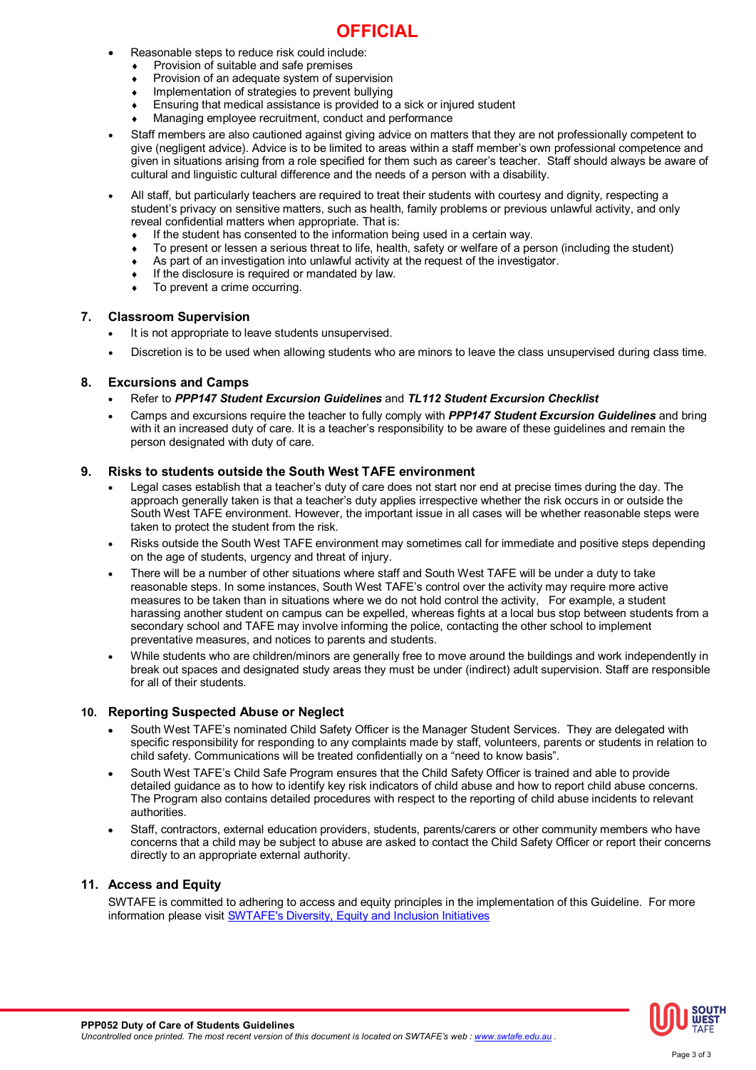**OFFICIAL**

- Reasonable steps to reduce risk could include:
  - Provision of suitable and safe premises
  - Provision of an adequate system of supervision
  - Implementation of strategies to prevent bullying
  - Ensuring that medical assistance is provided to a sick or injured student
  - Managing employee recruitment, conduct and performance
- Staff members are also cautioned against giving advice on matters that they are not professionally competent to give (negligent advice). Advice is to be limited to areas within a staff member's own professional competence and given in situations arising from a role specified for them such as career's teacher. Staff should always be aware of cultural and linguistic cultural difference and the needs of a person with a disability.
- All staff, but particularly teachers are required to treat their students with courtesy and dignity, respecting a student's privacy on sensitive matters, such as health, family problems or previous unlawful activity, and only reveal confidential matters when appropriate. That is:
  - If the student has consented to the information being used in a certain way.
  - To present or lessen a serious threat to life, health, safety or welfare of a person (including the student)
  - As part of an investigation into unlawful activity at the request of the investigator.
  - If the disclosure is required or mandated by law.
  - To prevent a crime occurring.

## 7. Classroom Supervision

- It is not appropriate to leave students unsupervised.
- Discretion is to be used when allowing students who are minors to leave the class unsupervised during class time.

## 8. Excursions and Camps

- Refer to ***PPP147 Student Excursion Guidelines*** and ***TL112 Student Excursion Checklist***
- Camps and excursions require the teacher to fully comply with ***PPP147 Student Excursion Guidelines*** and bring with it an increased duty of care. It is a teacher's responsibility to be aware of these guidelines and remain the person designated with duty of care.

## 9. Risks to students outside the South West TAFE environment

- Legal cases establish that a teacher's duty of care does not start nor end at precise times during the day. The approach generally taken is that a teacher's duty applies irrespective whether the risk occurs in or outside the South West TAFE environment. However, the important issue in all cases will be whether reasonable steps were taken to protect the student from the risk.
- Risks outside the South West TAFE environment may sometimes call for immediate and positive steps depending on the age of students, urgency and threat of injury.
- There will be a number of other situations where staff and South West TAFE will be under a duty to take reasonable steps. In some instances, South West TAFE's control over the activity may require more active measures to be taken than in situations where we do not hold control the activity, For example, a student harassing another student on campus can be expelled, whereas fights at a local bus stop between students from a secondary school and TAFE may involve informing the police, contacting the other school to implement preventative measures, and notices to parents and students.
- While students who are children/minors are generally free to move around the buildings and work independently in break out spaces and designated study areas they must be under (indirect) adult supervision. Staff are responsible for all of their students.

## 10. Reporting Suspected Abuse or Neglect

- South West TAFE's nominated Child Safety Officer is the Manager Student Services. They are delegated with specific responsibility for responding to any complaints made by staff, volunteers, parents or students in relation to child safety. Communications will be treated confidentially on a "need to know basis".
- South West TAFE's Child Safe Program ensures that the Child Safety Officer is trained and able to provide detailed guidance as to how to identify key risk indicators of child abuse and how to report child abuse concerns. The Program also contains detailed procedures with respect to the reporting of child abuse incidents to relevant authorities.
- Staff, contractors, external education providers, students, parents/carers or other community members who have concerns that a child may be subject to abuse are asked to contact the Child Safety Officer or report their concerns directly to an appropriate external authority.

## 11. Access and Equity

SWTAFE is committed to adhering to access and equity principles in the implementation of this Guideline. For more information please visit [SWTAFE's Diversity, Equity and Inclusion Initiatives]

**PPP052 Duty of Care of Students Guidelines**
*Uncontrolled once printed. The most recent version of this document is located on SWTAFE's web : www.swtafe.edu.au .*